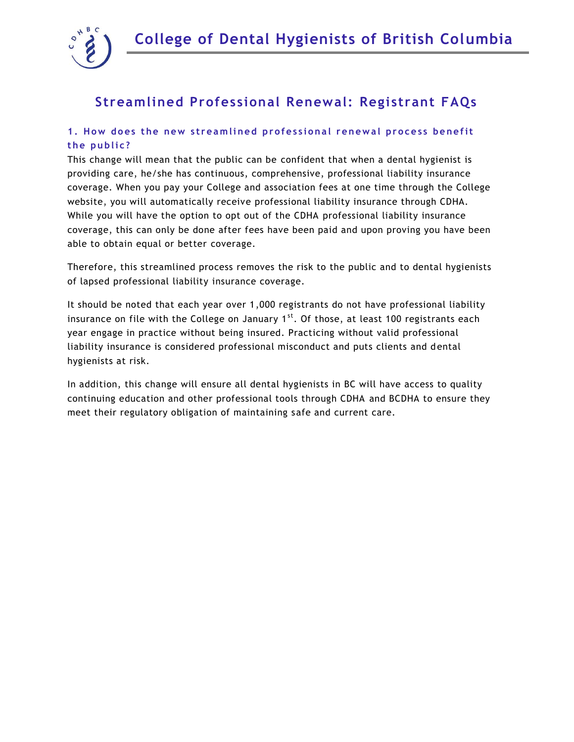# College of Dental Hygienists of British Columbia

## Streamlined Professional Renewal: Registrant FAQs

### 1. How does the new streamlined professional renewal process benefit the public?

This change will mean that the public can be confident that when a dental hygienist is providing care, he/she has continuous, comprehensive, professional liability insurance coverage. When you pay your College and association fees at one time through the College website, you will automatically receive professional liability insurance through CDHA. While you will have the option to opt out of the CDHA professional liability insurance coverage, this can only be done after fees have been paid and upon proving you have been able to obtain equal or better coverage.

Therefore, this streamlined process removes the risk to the public and to dental hygienists of lapsed professional liability insurance coverage.

It should be noted that each year over 1,000 registrants do not have professional liability insurance on file with the College on January 1st. Of those, at least 100 registrants each year engage in practice without being insured. Practicing without valid professional liability insurance is considered professional misconduct and puts clients and dental hygienists at risk.

In addition, this change will ensure all dental hygienists in BC will have access to quality continuing education and other professional tools through CDHA and BCDHA to ensure they meet their regulatory obligation of maintaining safe and current care.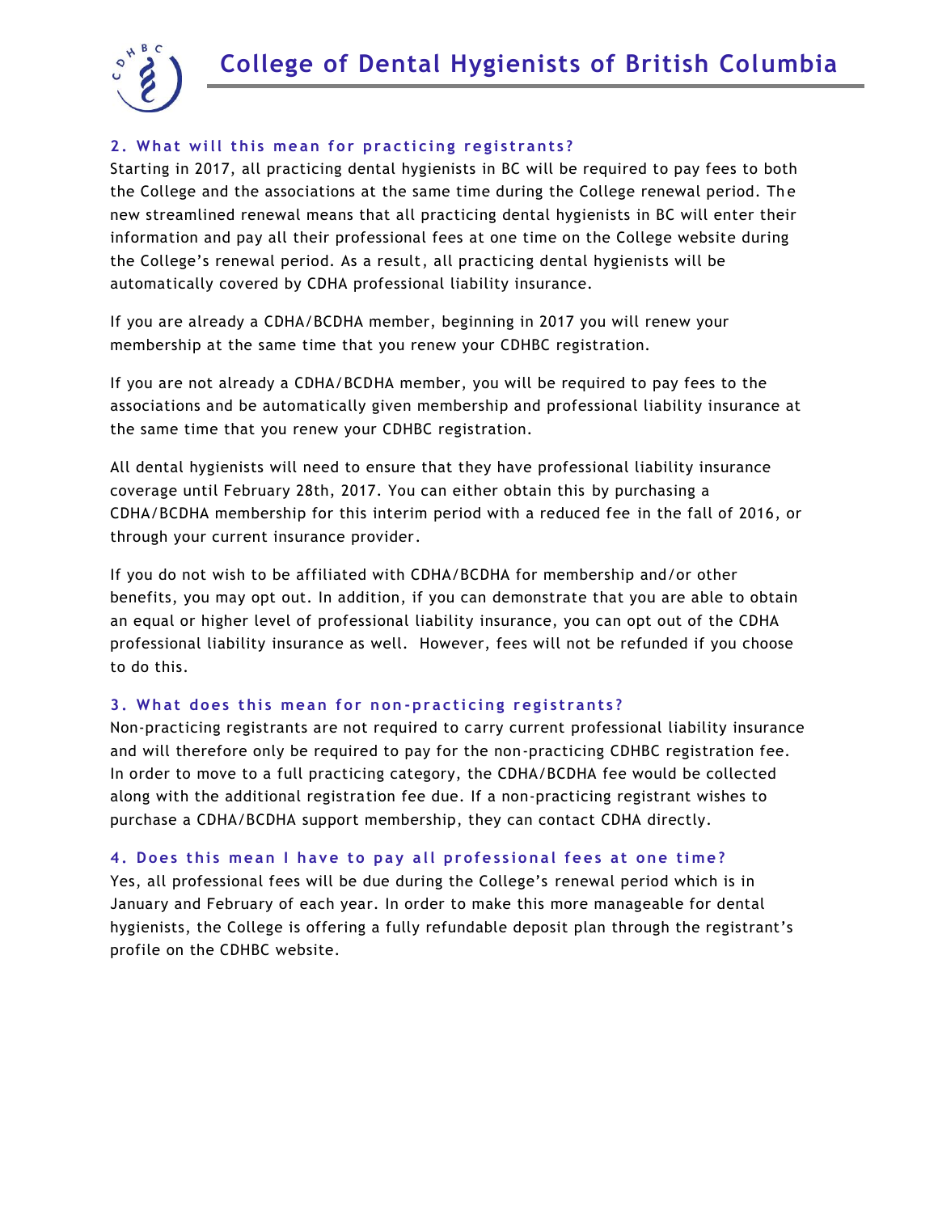### 2. What will this mean for practicing registrants?

Starting in 2017, all practicing dental hygienists in BC will be required to pay fees to both the College and the associations at the same time during the College renewal period. The new streamlined renewal means that all practicing dental hygienists in BC will enter their information and pay all their professional fees at one time on the College website during the College's renewal period. As a result, all practicing dental hygienists will be automatically covered by CDHA professional liability insurance.

If you are already a CDHA/BCDHA member, beginning in 2017 you will renew your membership at the same time that you renew your CDHBC registration.

If you are not already a CDHA/BCDHA member, you will be required to pay fees to the associations and be automatically given membership and professional liability insurance at the same time that you renew your CDHBC registration.

All dental hygienists will need to ensure that they have professional liability insurance coverage until February 28th, 2017. You can either obtain this by purchasing a CDHA/BCDHA membership for this interim period with a reduced fee in the fall of 2016, or through your current insurance provider.

If you do not wish to be affiliated with CDHA/BCDHA for membership and/or other benefits, you may opt out. In addition, if you can demonstrate that you are able to obtain an equal or higher level of professional liability insurance, you can opt out of the CDHA professional liability insurance as well. However, fees will not be refunded if you choose to do this.

### 3. What does this mean for non-practicing registrants?

Non-practicing registrants are not required to carry current professional liability insurance and will therefore only be required to pay for the non-practicing CDHBC registration fee. In order to move to a full practicing category, the CDHA/BCDHA fee would be collected along with the additional registration fee due. If a non-practicing registrant wishes to purchase a CDHA/BCDHA support membership, they can contact CDHA directly.

### 4. Does this mean I have to pay all professional fees at one time?

Yes, all professional fees will be due during the College's renewal period which is in January and February of each year. In order to make this more manageable for dental hygienists, the College is offering a fully refundable deposit plan through the registrant's profile on the CDHBC website.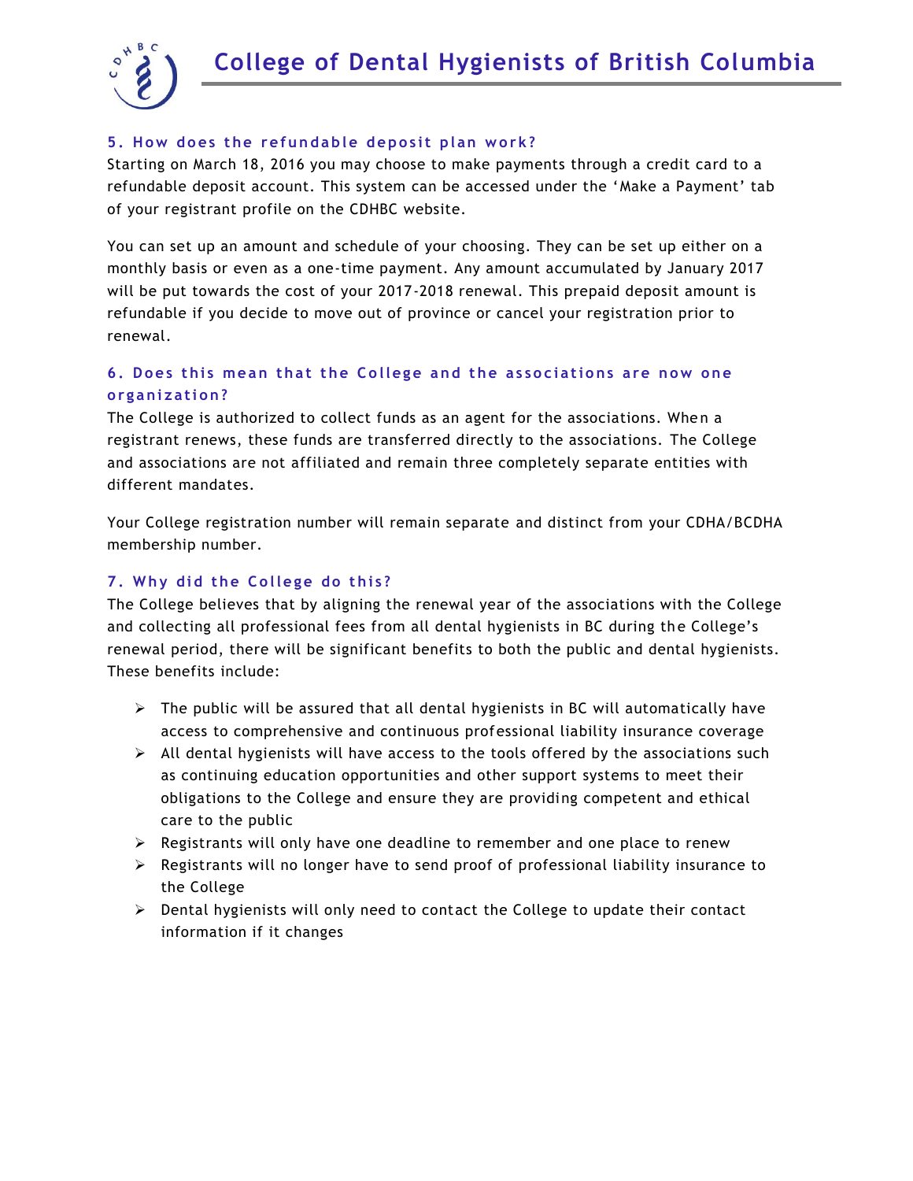### 5. How does the refundable deposit plan work?

Starting on March 18, 2016 you may choose to make payments through a credit card to a refundable deposit account. This system can be accessed under the 'Make a Payment' tab of your registrant profile on the CDHBC website.

You can set up an amount and schedule of your choosing. They can be set up either on a monthly basis or even as a one-time payment. Any amount accumulated by January 2017 will be put towards the cost of your 2017-2018 renewal. This prepaid deposit amount is refundable if you decide to move out of province or cancel your registration prior to renewal.

### 6. Does this mean that the College and the associations are now one organization?

The College is authorized to collect funds as an agent for the associations. When a registrant renews, these funds are transferred directly to the associations. The College and associations are not affiliated and remain three completely separate entities with different mandates.

Your College registration number will remain separate and distinct from your CDHA/BCDHA membership number.

### 7. Why did the College do this?

The College believes that by aligning the renewal year of the associations with the College and collecting all professional fees from all dental hygienists in BC during the College's renewal period, there will be significant benefits to both the public and dental hygienists. These benefits include:

- The public will be assured that all dental hygienists in BC will automatically have access to comprehensive and continuous professional liability insurance coverage
- All dental hygienists will have access to the tools offered by the associations such as continuing education opportunities and other support systems to meet their obligations to the College and ensure they are providing competent and ethical care to the public
- Registrants will only have one deadline to remember and one place to renew
- Registrants will no longer have to send proof of professional liability insurance to the College
- Dental hygienists will only need to contact the College to update their contact information if it changes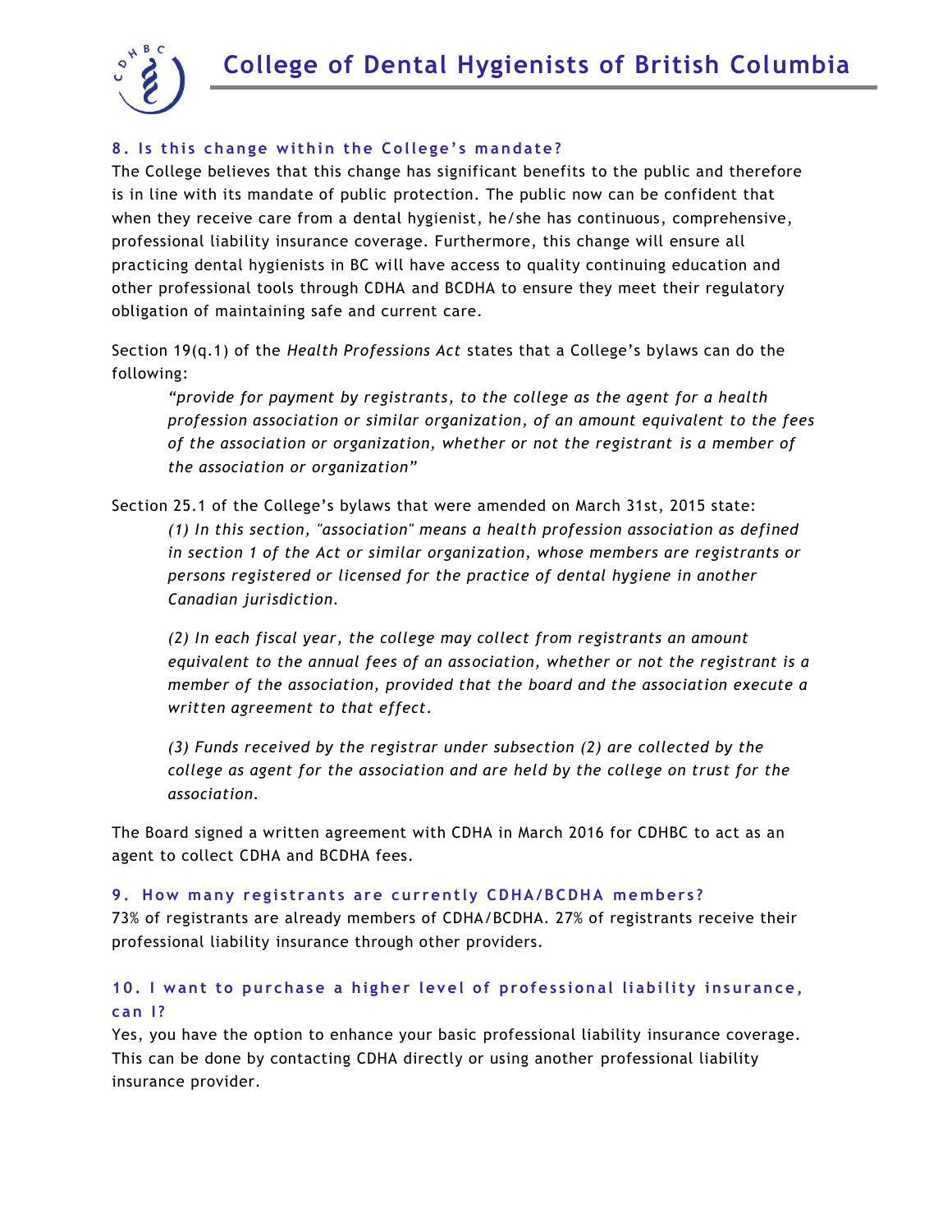### 8. Is this change within the College's mandate?

The College believes that this change has significant benefits to the public and therefore is in line with its mandate of public protection. The public now can be confident that when they receive care from a dental hygienist, he/she has continuous, comprehensive, professional liability insurance coverage. Furthermore, this change will ensure all practicing dental hygienists in BC will have access to quality continuing education and other professional tools through CDHA and BCDHA to ensure they meet their regulatory obligation of maintaining safe and current care.

Section 19(q.1) of the *Health Professions Act* states that a College's bylaws can do the following:

> *"provide for payment by registrants, to the college as the agent for a health profession association or similar organization, of an amount equivalent to the fees of the association or organization, whether or not the registrant is a member of the association or organization"*

Section 25.1 of the College's bylaws that were amended on March 31st, 2015 state:

> *(1) In this section, "association" means a health profession association as defined in section 1 of the Act or similar organization, whose members are registrants or persons registered or licensed for the practice of dental hygiene in another Canadian jurisdiction.*
>
> *(2) In each fiscal year, the college may collect from registrants an amount equivalent to the annual fees of an association, whether or not the registrant is a member of the association, provided that the board and the association execute a written agreement to that effect.*
>
> *(3) Funds received by the registrar under subsection (2) are collected by the college as agent for the association and are held by the college on trust for the association.*

The Board signed a written agreement with CDHA in March 2016 for CDHBC to act as an agent to collect CDHA and BCDHA fees.

### 9. How many registrants are currently CDHA/BCDHA members?

73% of registrants are already members of CDHA/BCDHA. 27% of registrants receive their professional liability insurance through other providers.

### 10. I want to purchase a higher level of professional liability insurance, can I?

Yes, you have the option to enhance your basic professional liability insurance coverage. This can be done by contacting CDHA directly or using another professional liability insurance provider.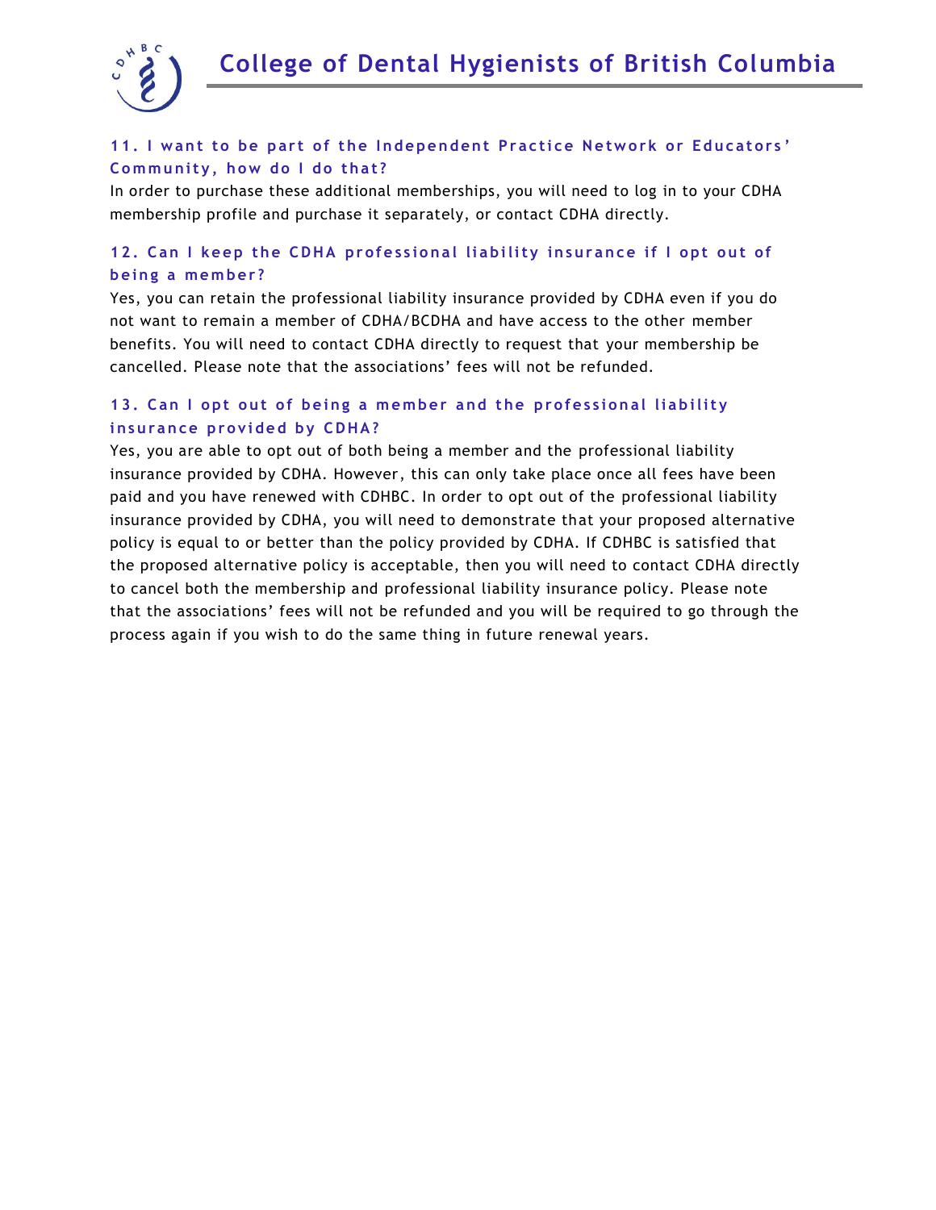### 11. I want to be part of the Independent Practice Network or Educators' Community, how do I do that?

In order to purchase these additional memberships, you will need to log in to your CDHA membership profile and purchase it separately, or contact CDHA directly.

### 12. Can I keep the CDHA professional liability insurance if I opt out of being a member?

Yes, you can retain the professional liability insurance provided by CDHA even if you do not want to remain a member of CDHA/BCDHA and have access to the other member benefits. You will need to contact CDHA directly to request that your membership be cancelled. Please note that the associations' fees will not be refunded.

### 13. Can I opt out of being a member and the professional liability insurance provided by CDHA?

Yes, you are able to opt out of both being a member and the professional liability insurance provided by CDHA. However, this can only take place once all fees have been paid and you have renewed with CDHBC. In order to opt out of the professional liability insurance provided by CDHA, you will need to demonstrate that your proposed alternative policy is equal to or better than the policy provided by CDHA. If CDHBC is satisfied that the proposed alternative policy is acceptable, then you will need to contact CDHA directly to cancel both the membership and professional liability insurance policy. Please note that the associations' fees will not be refunded and you will be required to go through the process again if you wish to do the same thing in future renewal years.